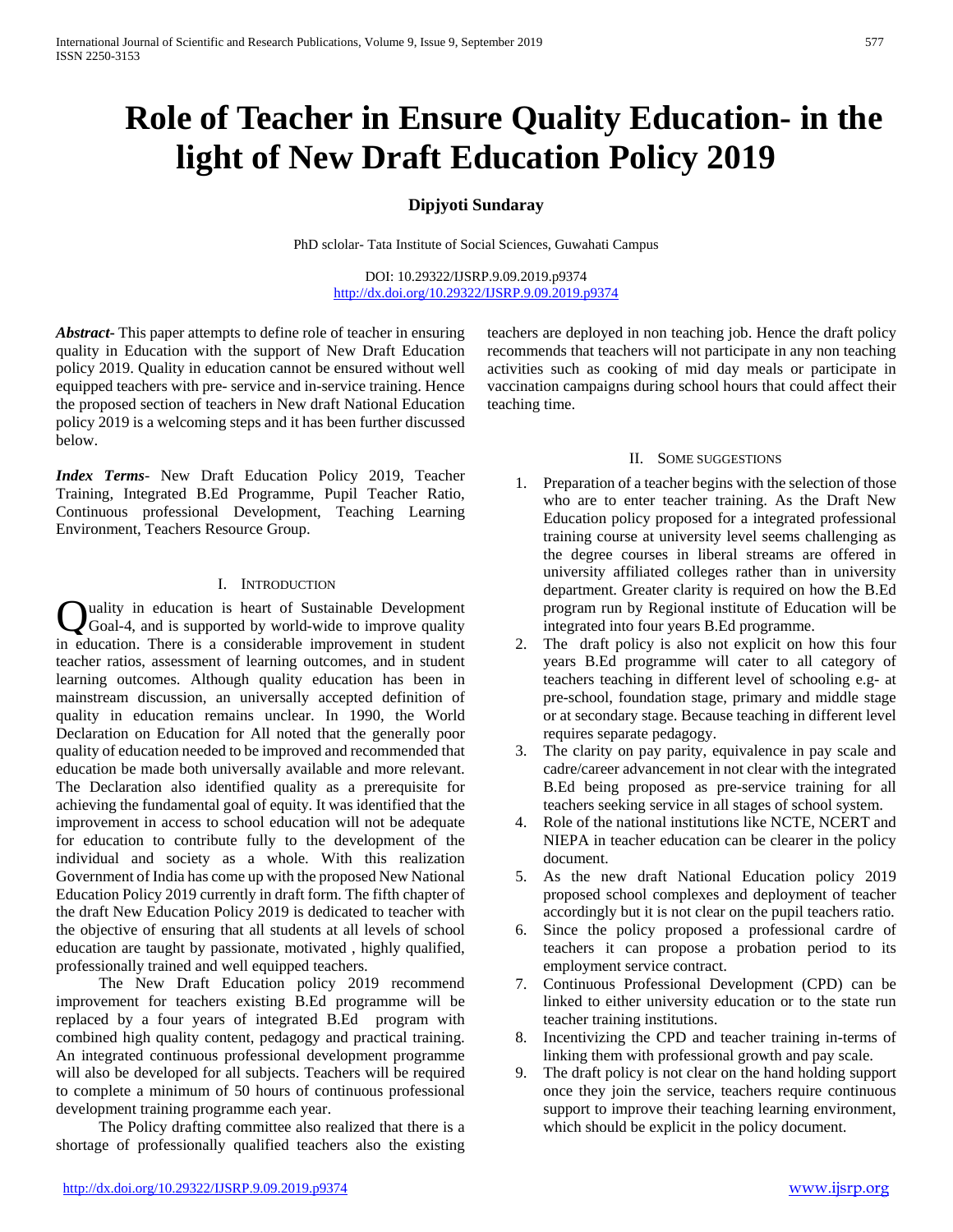# Role of Teacher in Ensure Quality Education- in the light of New Draft Education Policy 2019

**Dipjyoti Sundaray**

PhD sclolar- Tata Institute of Social Sciences, Guwahati Campus

DOI: 10.29322/IJSRP.9.09.2019.p9374
http://dx.doi.org/10.29322/IJSRP.9.09.2019.p9374

***Abstract***- This paper attempts to define role of teacher in ensuring quality in Education with the support of New Draft Education policy 2019. Quality in education cannot be ensured without well equipped teachers with pre- service and in-service training. Hence the proposed section of teachers in New draft National Education policy 2019 is a welcoming steps and it has been further discussed below.

***Index Terms***- New Draft Education Policy 2019, Teacher Training, Integrated B.Ed Programme, Pupil Teacher Ratio, Continuous professional Development, Teaching Learning Environment, Teachers Resource Group.

## I. Introduction

Quality in education is heart of Sustainable Development Goal-4, and is supported by world-wide to improve quality in education. There is a considerable improvement in student teacher ratios, assessment of learning outcomes, and in student learning outcomes. Although quality education has been in mainstream discussion, an universally accepted definition of quality in education remains unclear. In 1990, the World Declaration on Education for All noted that the generally poor quality of education needed to be improved and recommended that education be made both universally available and more relevant. The Declaration also identified quality as a prerequisite for achieving the fundamental goal of equity. It was identified that the improvement in access to school education will not be adequate for education to contribute fully to the development of the individual and society as a whole. With this realization Government of India has come up with the proposed New National Education Policy 2019 currently in draft form. The fifth chapter of the draft New Education Policy 2019 is dedicated to teacher with the objective of ensuring that all students at all levels of school education are taught by passionate, motivated , highly qualified, professionally trained and well equipped teachers.

The New Draft Education policy 2019 recommend improvement for teachers existing B.Ed programme will be replaced by a four years of integrated B.Ed program with combined high quality content, pedagogy and practical training. An integrated continuous professional development programme will also be developed for all subjects. Teachers will be required to complete a minimum of 50 hours of continuous professional development training programme each year.

The Policy drafting committee also realized that there is a shortage of professionally qualified teachers also the existing teachers are deployed in non teaching job. Hence the draft policy recommends that teachers will not participate in any non teaching activities such as cooking of mid day meals or participate in vaccination campaigns during school hours that could affect their teaching time.

## II. Some Suggestions

1. Preparation of a teacher begins with the selection of those who are to enter teacher training. As the Draft New Education policy proposed for a integrated professional training course at university level seems challenging as the degree courses in liberal streams are offered in university affiliated colleges rather than in university department. Greater clarity is required on how the B.Ed program run by Regional institute of Education will be integrated into four years B.Ed programme.
2. The draft policy is also not explicit on how this four years B.Ed programme will cater to all category of teachers teaching in different level of schooling e.g- at pre-school, foundation stage, primary and middle stage or at secondary stage. Because teaching in different level requires separate pedagogy.
3. The clarity on pay parity, equivalence in pay scale and cadre/career advancement in not clear with the integrated B.Ed being proposed as pre-service training for all teachers seeking service in all stages of school system.
4. Role of the national institutions like NCTE, NCERT and NIEPA in teacher education can be clearer in the policy document.
5. As the new draft National Education policy 2019 proposed school complexes and deployment of teacher accordingly but it is not clear on the pupil teachers ratio.
6. Since the policy proposed a professional cardre of teachers it can propose a probation period to its employment service contract.
7. Continuous Professional Development (CPD) can be linked to either university education or to the state run teacher training institutions.
8. Incentivizing the CPD and teacher training in-terms of linking them with professional growth and pay scale.
9. The draft policy is not clear on the hand holding support once they join the service, teachers require continuous support to improve their teaching learning environment, which should be explicit in the policy document.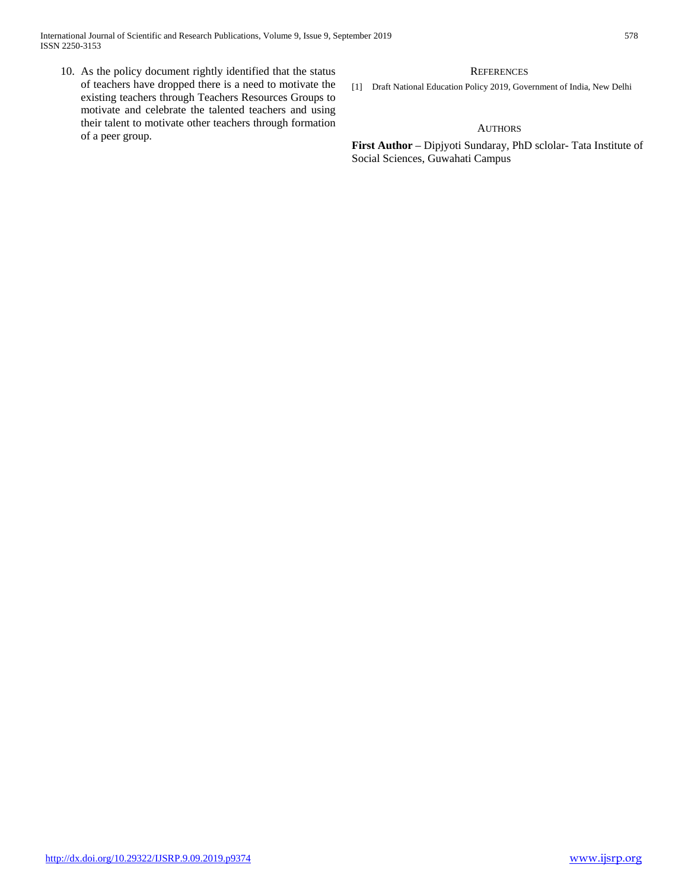10. As the policy document rightly identified that the status of teachers have dropped there is a need to motivate the existing teachers through Teachers Resources Groups to motivate and celebrate the talented teachers and using their talent to motivate other teachers through formation of a peer group.

## REFERENCES

[1] Draft National Education Policy 2019, Government of India, New Delhi

## AUTHORS

**First Author** – Dipjyoti Sundaray, PhD sclolar- Tata Institute of Social Sciences, Guwahati Campus